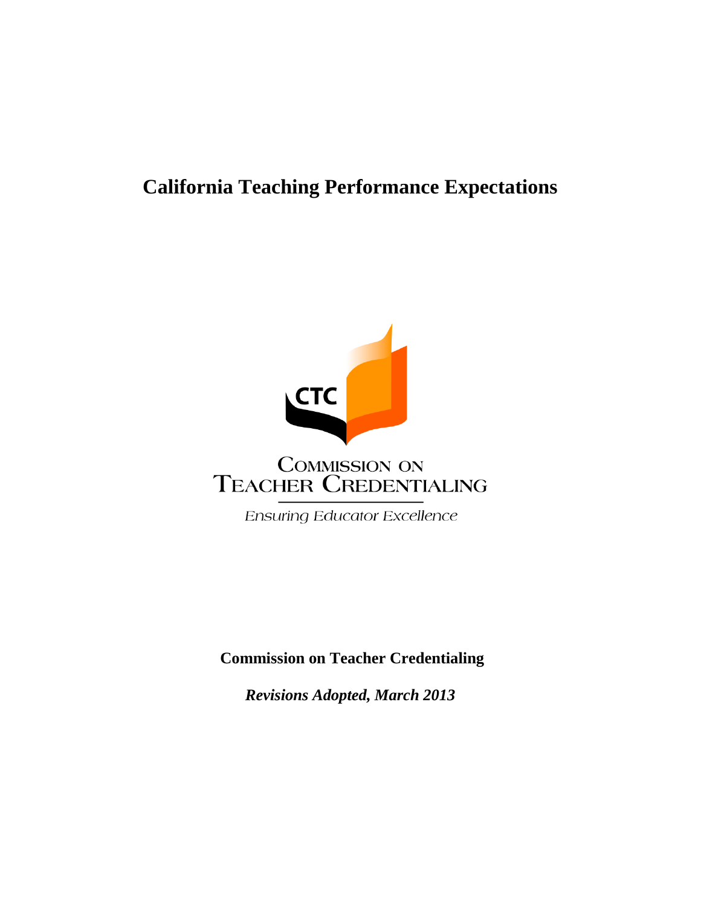# California Teaching Performance Expectations

CTC

COMMISSION ON
TEACHER CREDENTIALING

*Ensuring Educator Excellence*

**Commission on Teacher Credentialing**

***Revisions Adopted, March 2013***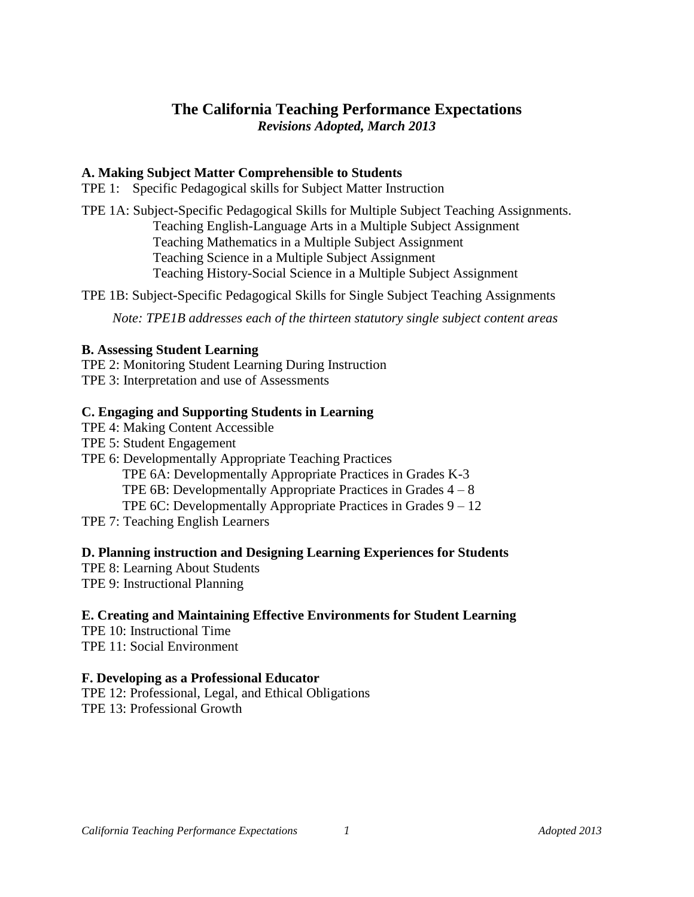# The California Teaching Performance Expectations

***Revisions Adopted, March 2013***

**A. Making Subject Matter Comprehensible to Students**

TPE 1: Specific Pedagogical skills for Subject Matter Instruction

TPE 1A: Subject-Specific Pedagogical Skills for Multiple Subject Teaching Assignments.
- Teaching English-Language Arts in a Multiple Subject Assignment
- Teaching Mathematics in a Multiple Subject Assignment
- Teaching Science in a Multiple Subject Assignment
- Teaching History-Social Science in a Multiple Subject Assignment

TPE 1B: Subject-Specific Pedagogical Skills for Single Subject Teaching Assignments

*Note: TPE1B addresses each of the thirteen statutory single subject content areas*

**B. Assessing Student Learning**

TPE 2: Monitoring Student Learning During Instruction
TPE 3: Interpretation and use of Assessments

**C. Engaging and Supporting Students in Learning**

TPE 4: Making Content Accessible
TPE 5: Student Engagement
TPE 6: Developmentally Appropriate Teaching Practices
- TPE 6A: Developmentally Appropriate Practices in Grades K-3
- TPE 6B: Developmentally Appropriate Practices in Grades 4 – 8
- TPE 6C: Developmentally Appropriate Practices in Grades 9 – 12

TPE 7: Teaching English Learners

**D. Planning instruction and Designing Learning Experiences for Students**

TPE 8: Learning About Students
TPE 9: Instructional Planning

**E. Creating and Maintaining Effective Environments for Student Learning**

TPE 10: Instructional Time
TPE 11: Social Environment

**F. Developing as a Professional Educator**

TPE 12: Professional, Legal, and Ethical Obligations
TPE 13: Professional Growth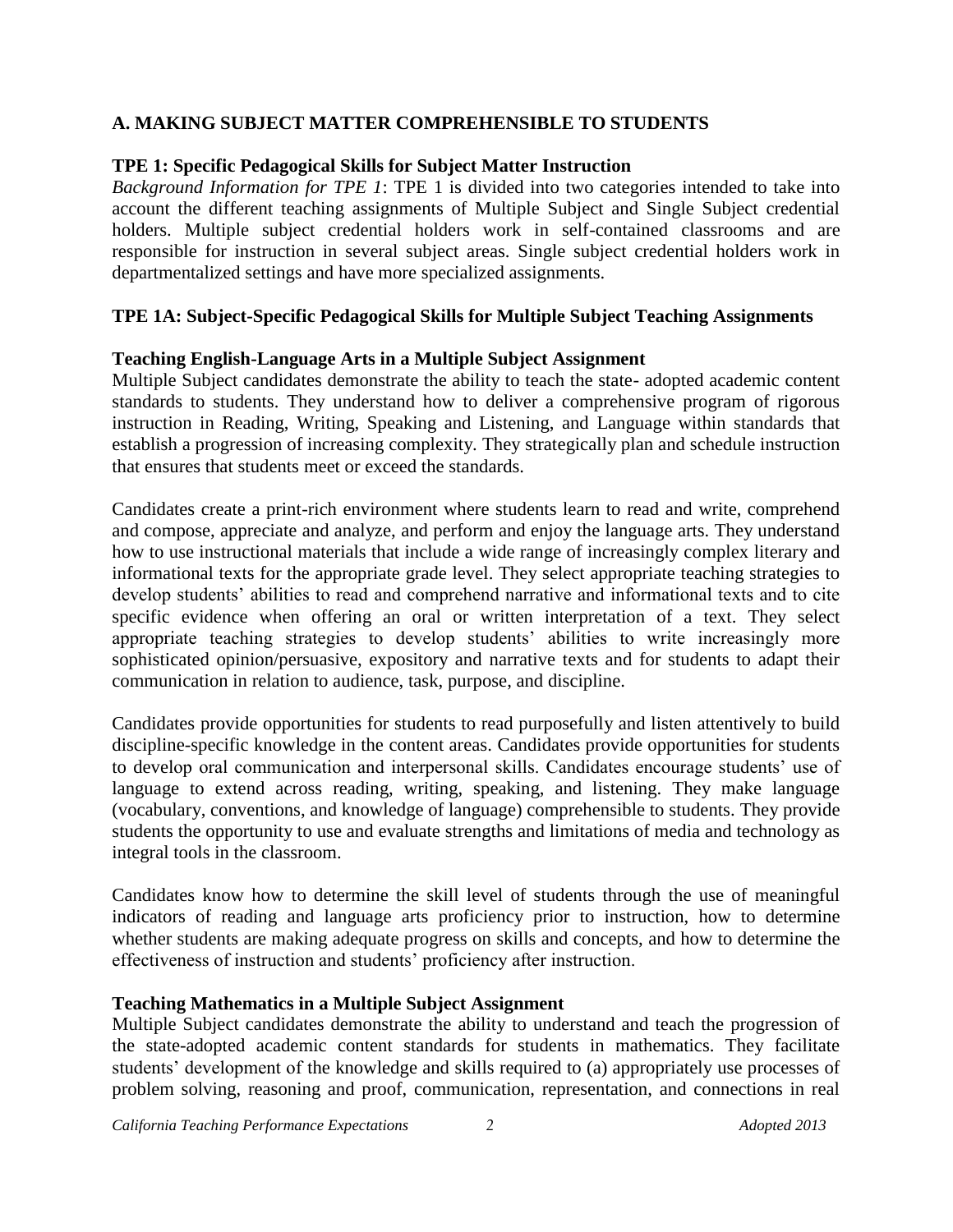## A. MAKING SUBJECT MATTER COMPREHENSIBLE TO STUDENTS

### TPE 1: Specific Pedagogical Skills for Subject Matter Instruction

*Background Information for TPE 1*: TPE 1 is divided into two categories intended to take into account the different teaching assignments of Multiple Subject and Single Subject credential holders. Multiple subject credential holders work in self-contained classrooms and are responsible for instruction in several subject areas. Single subject credential holders work in departmentalized settings and have more specialized assignments.

### TPE 1A: Subject-Specific Pedagogical Skills for Multiple Subject Teaching Assignments

**Teaching English-Language Arts in a Multiple Subject Assignment**

Multiple Subject candidates demonstrate the ability to teach the state- adopted academic content standards to students. They understand how to deliver a comprehensive program of rigorous instruction in Reading, Writing, Speaking and Listening, and Language within standards that establish a progression of increasing complexity. They strategically plan and schedule instruction that ensures that students meet or exceed the standards.

Candidates create a print-rich environment where students learn to read and write, comprehend and compose, appreciate and analyze, and perform and enjoy the language arts. They understand how to use instructional materials that include a wide range of increasingly complex literary and informational texts for the appropriate grade level. They select appropriate teaching strategies to develop students' abilities to read and comprehend narrative and informational texts and to cite specific evidence when offering an oral or written interpretation of a text. They select appropriate teaching strategies to develop students' abilities to write increasingly more sophisticated opinion/persuasive, expository and narrative texts and for students to adapt their communication in relation to audience, task, purpose, and discipline.

Candidates provide opportunities for students to read purposefully and listen attentively to build discipline-specific knowledge in the content areas. Candidates provide opportunities for students to develop oral communication and interpersonal skills. Candidates encourage students' use of language to extend across reading, writing, speaking, and listening. They make language (vocabulary, conventions, and knowledge of language) comprehensible to students. They provide students the opportunity to use and evaluate strengths and limitations of media and technology as integral tools in the classroom.

Candidates know how to determine the skill level of students through the use of meaningful indicators of reading and language arts proficiency prior to instruction, how to determine whether students are making adequate progress on skills and concepts, and how to determine the effectiveness of instruction and students' proficiency after instruction.

**Teaching Mathematics in a Multiple Subject Assignment**

Multiple Subject candidates demonstrate the ability to understand and teach the progression of the state-adopted academic content standards for students in mathematics. They facilitate students' development of the knowledge and skills required to (a) appropriately use processes of problem solving, reasoning and proof, communication, representation, and connections in real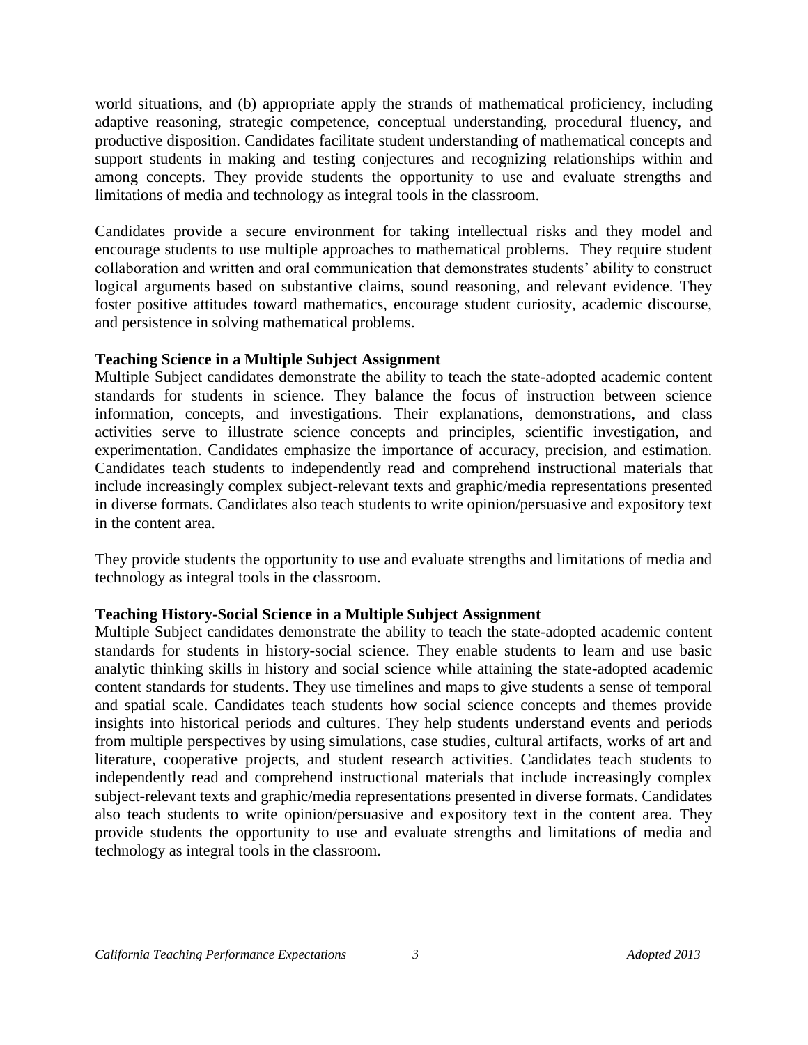world situations, and (b) appropriate apply the strands of mathematical proficiency, including adaptive reasoning, strategic competence, conceptual understanding, procedural fluency, and productive disposition. Candidates facilitate student understanding of mathematical concepts and support students in making and testing conjectures and recognizing relationships within and among concepts. They provide students the opportunity to use and evaluate strengths and limitations of media and technology as integral tools in the classroom.

Candidates provide a secure environment for taking intellectual risks and they model and encourage students to use multiple approaches to mathematical problems. They require student collaboration and written and oral communication that demonstrates students' ability to construct logical arguments based on substantive claims, sound reasoning, and relevant evidence. They foster positive attitudes toward mathematics, encourage student curiosity, academic discourse, and persistence in solving mathematical problems.

**Teaching Science in a Multiple Subject Assignment**

Multiple Subject candidates demonstrate the ability to teach the state-adopted academic content standards for students in science. They balance the focus of instruction between science information, concepts, and investigations. Their explanations, demonstrations, and class activities serve to illustrate science concepts and principles, scientific investigation, and experimentation. Candidates emphasize the importance of accuracy, precision, and estimation. Candidates teach students to independently read and comprehend instructional materials that include increasingly complex subject-relevant texts and graphic/media representations presented in diverse formats. Candidates also teach students to write opinion/persuasive and expository text in the content area.

They provide students the opportunity to use and evaluate strengths and limitations of media and technology as integral tools in the classroom.

**Teaching History-Social Science in a Multiple Subject Assignment**

Multiple Subject candidates demonstrate the ability to teach the state-adopted academic content standards for students in history-social science. They enable students to learn and use basic analytic thinking skills in history and social science while attaining the state-adopted academic content standards for students. They use timelines and maps to give students a sense of temporal and spatial scale. Candidates teach students how social science concepts and themes provide insights into historical periods and cultures. They help students understand events and periods from multiple perspectives by using simulations, case studies, cultural artifacts, works of art and literature, cooperative projects, and student research activities. Candidates teach students to independently read and comprehend instructional materials that include increasingly complex subject-relevant texts and graphic/media representations presented in diverse formats. Candidates also teach students to write opinion/persuasive and expository text in the content area. They provide students the opportunity to use and evaluate strengths and limitations of media and technology as integral tools in the classroom.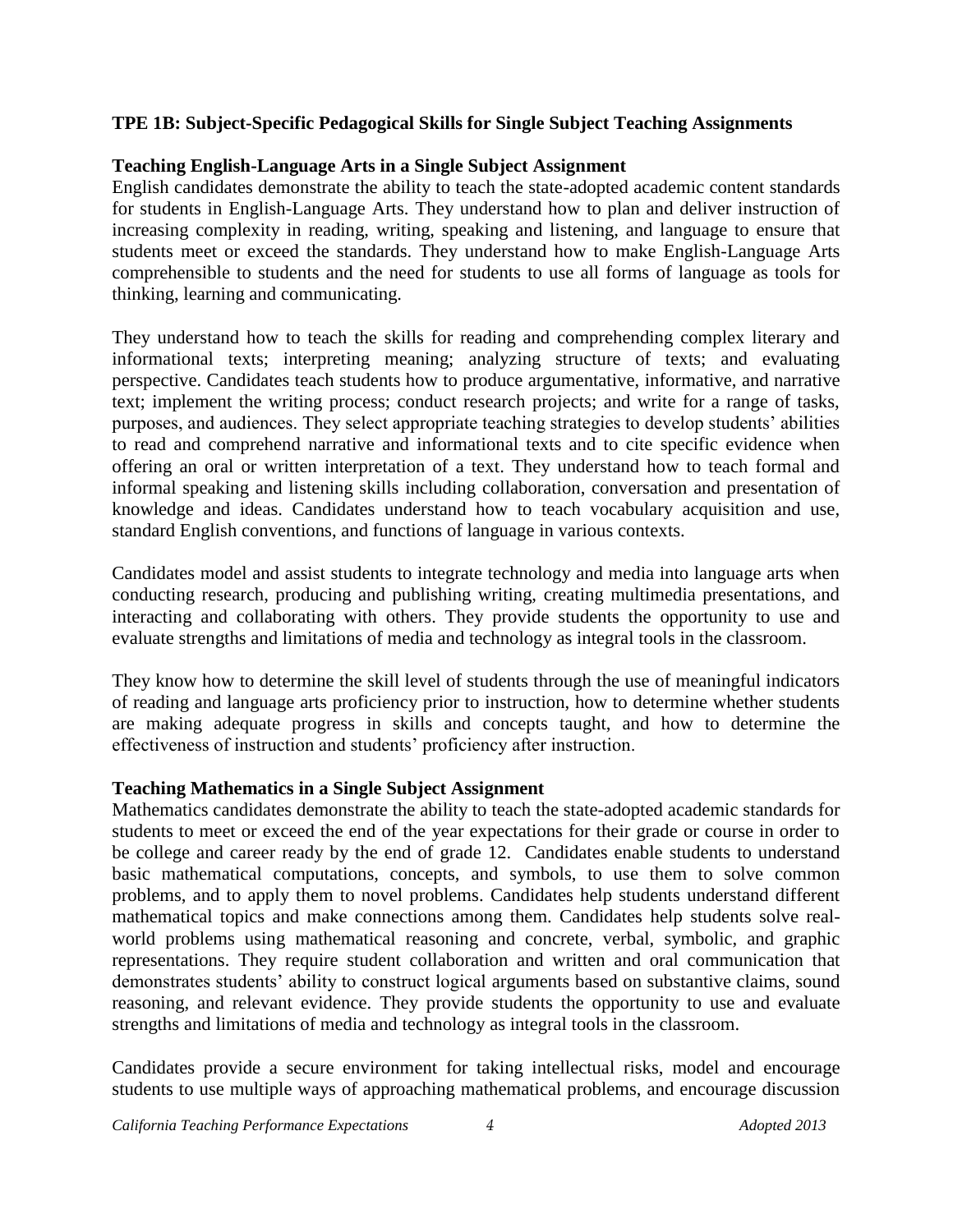**TPE 1B: Subject-Specific Pedagogical Skills for Single Subject Teaching Assignments**

**Teaching English-Language Arts in a Single Subject Assignment**

English candidates demonstrate the ability to teach the state-adopted academic content standards for students in English-Language Arts. They understand how to plan and deliver instruction of increasing complexity in reading, writing, speaking and listening, and language to ensure that students meet or exceed the standards. They understand how to make English-Language Arts comprehensible to students and the need for students to use all forms of language as tools for thinking, learning and communicating.

They understand how to teach the skills for reading and comprehending complex literary and informational texts; interpreting meaning; analyzing structure of texts; and evaluating perspective. Candidates teach students how to produce argumentative, informative, and narrative text; implement the writing process; conduct research projects; and write for a range of tasks, purposes, and audiences. They select appropriate teaching strategies to develop students' abilities to read and comprehend narrative and informational texts and to cite specific evidence when offering an oral or written interpretation of a text. They understand how to teach formal and informal speaking and listening skills including collaboration, conversation and presentation of knowledge and ideas. Candidates understand how to teach vocabulary acquisition and use, standard English conventions, and functions of language in various contexts.

Candidates model and assist students to integrate technology and media into language arts when conducting research, producing and publishing writing, creating multimedia presentations, and interacting and collaborating with others. They provide students the opportunity to use and evaluate strengths and limitations of media and technology as integral tools in the classroom.

They know how to determine the skill level of students through the use of meaningful indicators of reading and language arts proficiency prior to instruction, how to determine whether students are making adequate progress in skills and concepts taught, and how to determine the effectiveness of instruction and students' proficiency after instruction.

**Teaching Mathematics in a Single Subject Assignment**

Mathematics candidates demonstrate the ability to teach the state-adopted academic standards for students to meet or exceed the end of the year expectations for their grade or course in order to be college and career ready by the end of grade 12. Candidates enable students to understand basic mathematical computations, concepts, and symbols, to use them to solve common problems, and to apply them to novel problems. Candidates help students understand different mathematical topics and make connections among them. Candidates help students solve real-world problems using mathematical reasoning and concrete, verbal, symbolic, and graphic representations. They require student collaboration and written and oral communication that demonstrates students' ability to construct logical arguments based on substantive claims, sound reasoning, and relevant evidence. They provide students the opportunity to use and evaluate strengths and limitations of media and technology as integral tools in the classroom.

Candidates provide a secure environment for taking intellectual risks, model and encourage students to use multiple ways of approaching mathematical problems, and encourage discussion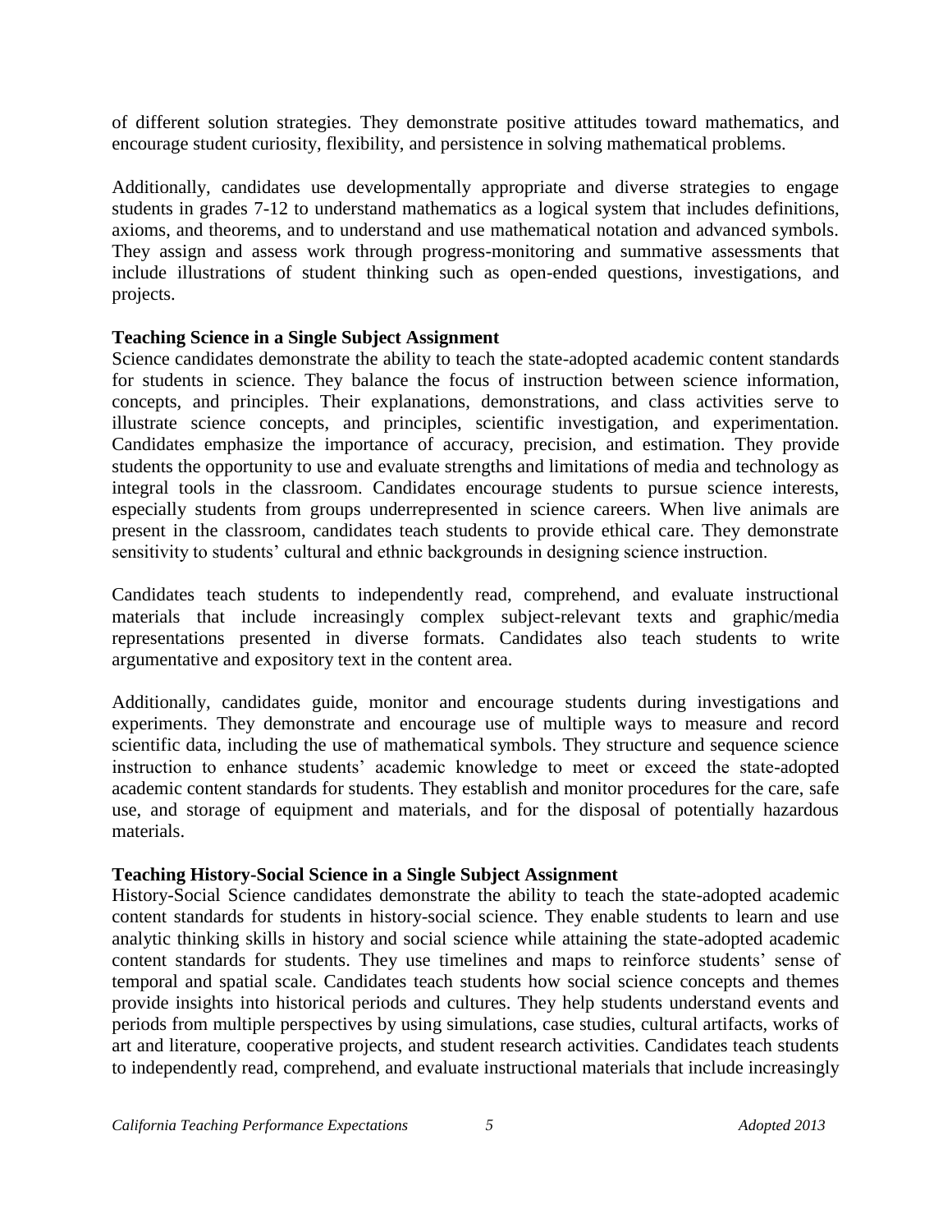of different solution strategies. They demonstrate positive attitudes toward mathematics, and encourage student curiosity, flexibility, and persistence in solving mathematical problems.

Additionally, candidates use developmentally appropriate and diverse strategies to engage students in grades 7-12 to understand mathematics as a logical system that includes definitions, axioms, and theorems, and to understand and use mathematical notation and advanced symbols. They assign and assess work through progress-monitoring and summative assessments that include illustrations of student thinking such as open-ended questions, investigations, and projects.

**Teaching Science in a Single Subject Assignment**

Science candidates demonstrate the ability to teach the state-adopted academic content standards for students in science. They balance the focus of instruction between science information, concepts, and principles. Their explanations, demonstrations, and class activities serve to illustrate science concepts, and principles, scientific investigation, and experimentation. Candidates emphasize the importance of accuracy, precision, and estimation. They provide students the opportunity to use and evaluate strengths and limitations of media and technology as integral tools in the classroom. Candidates encourage students to pursue science interests, especially students from groups underrepresented in science careers. When live animals are present in the classroom, candidates teach students to provide ethical care. They demonstrate sensitivity to students' cultural and ethnic backgrounds in designing science instruction.

Candidates teach students to independently read, comprehend, and evaluate instructional materials that include increasingly complex subject-relevant texts and graphic/media representations presented in diverse formats. Candidates also teach students to write argumentative and expository text in the content area.

Additionally, candidates guide, monitor and encourage students during investigations and experiments. They demonstrate and encourage use of multiple ways to measure and record scientific data, including the use of mathematical symbols. They structure and sequence science instruction to enhance students' academic knowledge to meet or exceed the state-adopted academic content standards for students. They establish and monitor procedures for the care, safe use, and storage of equipment and materials, and for the disposal of potentially hazardous materials.

**Teaching History-Social Science in a Single Subject Assignment**

History-Social Science candidates demonstrate the ability to teach the state-adopted academic content standards for students in history-social science. They enable students to learn and use analytic thinking skills in history and social science while attaining the state-adopted academic content standards for students. They use timelines and maps to reinforce students' sense of temporal and spatial scale. Candidates teach students how social science concepts and themes provide insights into historical periods and cultures. They help students understand events and periods from multiple perspectives by using simulations, case studies, cultural artifacts, works of art and literature, cooperative projects, and student research activities. Candidates teach students to independently read, comprehend, and evaluate instructional materials that include increasingly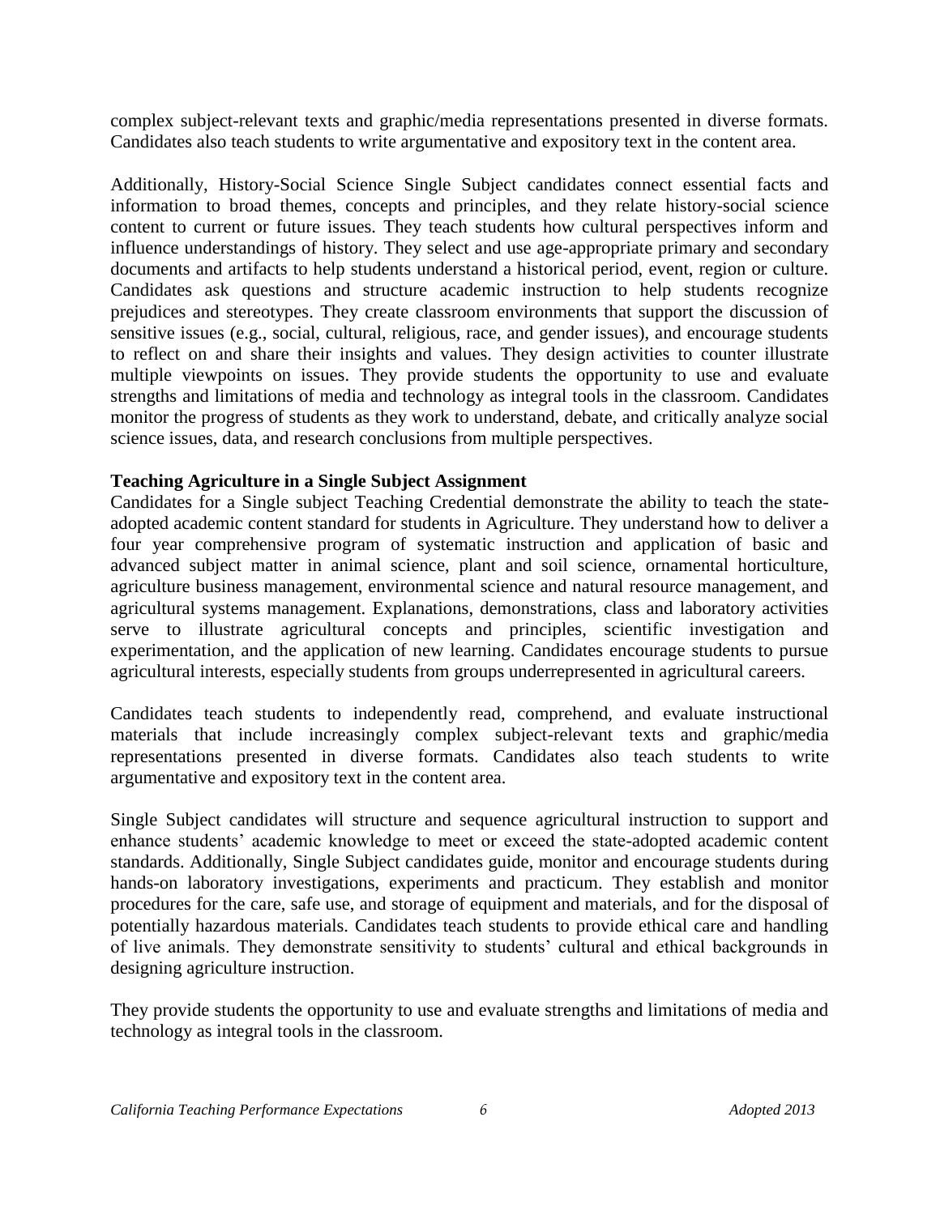complex subject-relevant texts and graphic/media representations presented in diverse formats. Candidates also teach students to write argumentative and expository text in the content area.

Additionally, History-Social Science Single Subject candidates connect essential facts and information to broad themes, concepts and principles, and they relate history-social science content to current or future issues. They teach students how cultural perspectives inform and influence understandings of history. They select and use age-appropriate primary and secondary documents and artifacts to help students understand a historical period, event, region or culture. Candidates ask questions and structure academic instruction to help students recognize prejudices and stereotypes. They create classroom environments that support the discussion of sensitive issues (e.g., social, cultural, religious, race, and gender issues), and encourage students to reflect on and share their insights and values. They design activities to counter illustrate multiple viewpoints on issues. They provide students the opportunity to use and evaluate strengths and limitations of media and technology as integral tools in the classroom. Candidates monitor the progress of students as they work to understand, debate, and critically analyze social science issues, data, and research conclusions from multiple perspectives.

**Teaching Agriculture in a Single Subject Assignment**

Candidates for a Single subject Teaching Credential demonstrate the ability to teach the state-adopted academic content standard for students in Agriculture. They understand how to deliver a four year comprehensive program of systematic instruction and application of basic and advanced subject matter in animal science, plant and soil science, ornamental horticulture, agriculture business management, environmental science and natural resource management, and agricultural systems management. Explanations, demonstrations, class and laboratory activities serve to illustrate agricultural concepts and principles, scientific investigation and experimentation, and the application of new learning. Candidates encourage students to pursue agricultural interests, especially students from groups underrepresented in agricultural careers.

Candidates teach students to independently read, comprehend, and evaluate instructional materials that include increasingly complex subject-relevant texts and graphic/media representations presented in diverse formats. Candidates also teach students to write argumentative and expository text in the content area.

Single Subject candidates will structure and sequence agricultural instruction to support and enhance students' academic knowledge to meet or exceed the state-adopted academic content standards. Additionally, Single Subject candidates guide, monitor and encourage students during hands-on laboratory investigations, experiments and practicum. They establish and monitor procedures for the care, safe use, and storage of equipment and materials, and for the disposal of potentially hazardous materials. Candidates teach students to provide ethical care and handling of live animals. They demonstrate sensitivity to students' cultural and ethical backgrounds in designing agriculture instruction.

They provide students the opportunity to use and evaluate strengths and limitations of media and technology as integral tools in the classroom.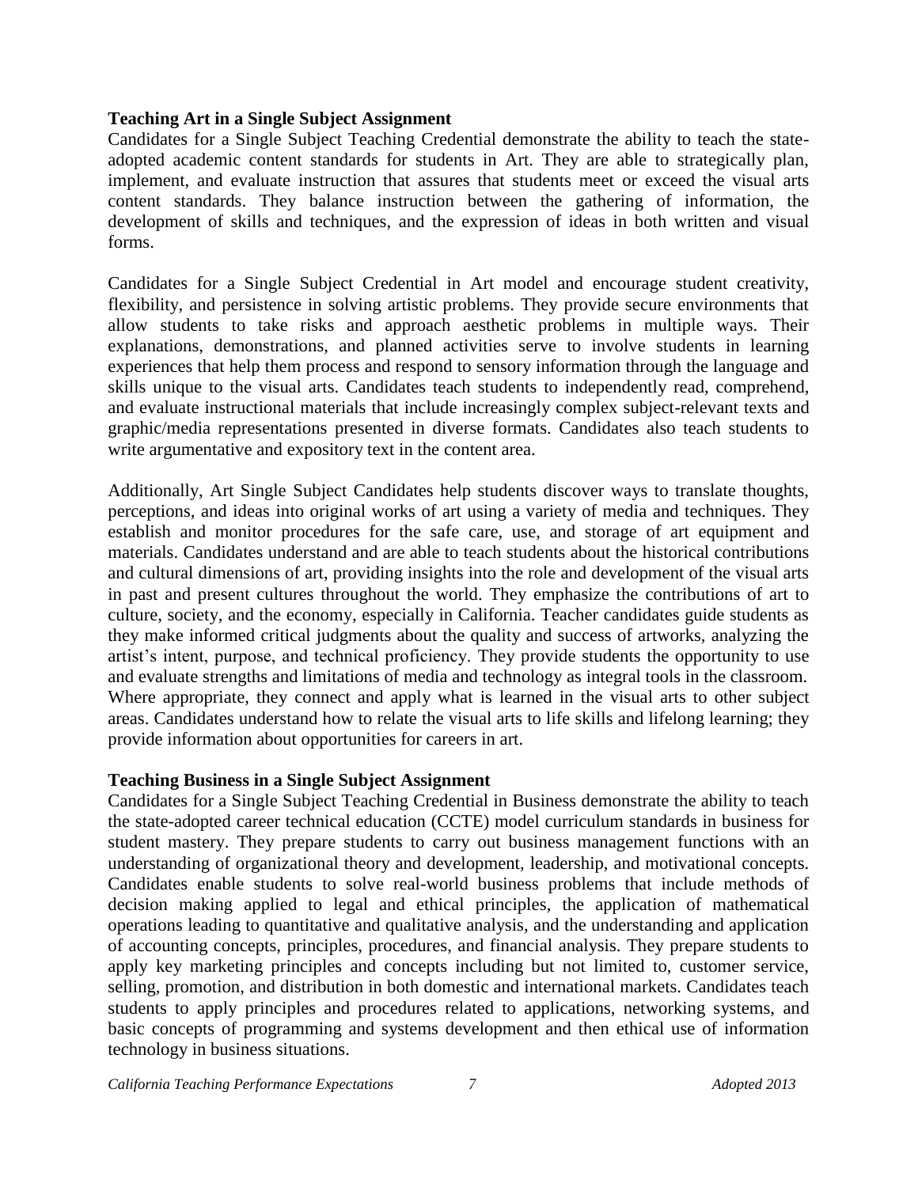**Teaching Art in a Single Subject Assignment**

Candidates for a Single Subject Teaching Credential demonstrate the ability to teach the state-adopted academic content standards for students in Art. They are able to strategically plan, implement, and evaluate instruction that assures that students meet or exceed the visual arts content standards. They balance instruction between the gathering of information, the development of skills and techniques, and the expression of ideas in both written and visual forms.

Candidates for a Single Subject Credential in Art model and encourage student creativity, flexibility, and persistence in solving artistic problems. They provide secure environments that allow students to take risks and approach aesthetic problems in multiple ways. Their explanations, demonstrations, and planned activities serve to involve students in learning experiences that help them process and respond to sensory information through the language and skills unique to the visual arts. Candidates teach students to independently read, comprehend, and evaluate instructional materials that include increasingly complex subject-relevant texts and graphic/media representations presented in diverse formats. Candidates also teach students to write argumentative and expository text in the content area.

Additionally, Art Single Subject Candidates help students discover ways to translate thoughts, perceptions, and ideas into original works of art using a variety of media and techniques. They establish and monitor procedures for the safe care, use, and storage of art equipment and materials. Candidates understand and are able to teach students about the historical contributions and cultural dimensions of art, providing insights into the role and development of the visual arts in past and present cultures throughout the world. They emphasize the contributions of art to culture, society, and the economy, especially in California. Teacher candidates guide students as they make informed critical judgments about the quality and success of artworks, analyzing the artist's intent, purpose, and technical proficiency. They provide students the opportunity to use and evaluate strengths and limitations of media and technology as integral tools in the classroom. Where appropriate, they connect and apply what is learned in the visual arts to other subject areas. Candidates understand how to relate the visual arts to life skills and lifelong learning; they provide information about opportunities for careers in art.

**Teaching Business in a Single Subject Assignment**

Candidates for a Single Subject Teaching Credential in Business demonstrate the ability to teach the state-adopted career technical education (CCTE) model curriculum standards in business for student mastery. They prepare students to carry out business management functions with an understanding of organizational theory and development, leadership, and motivational concepts. Candidates enable students to solve real-world business problems that include methods of decision making applied to legal and ethical principles, the application of mathematical operations leading to quantitative and qualitative analysis, and the understanding and application of accounting concepts, principles, procedures, and financial analysis. They prepare students to apply key marketing principles and concepts including but not limited to, customer service, selling, promotion, and distribution in both domestic and international markets. Candidates teach students to apply principles and procedures related to applications, networking systems, and basic concepts of programming and systems development and then ethical use of information technology in business situations.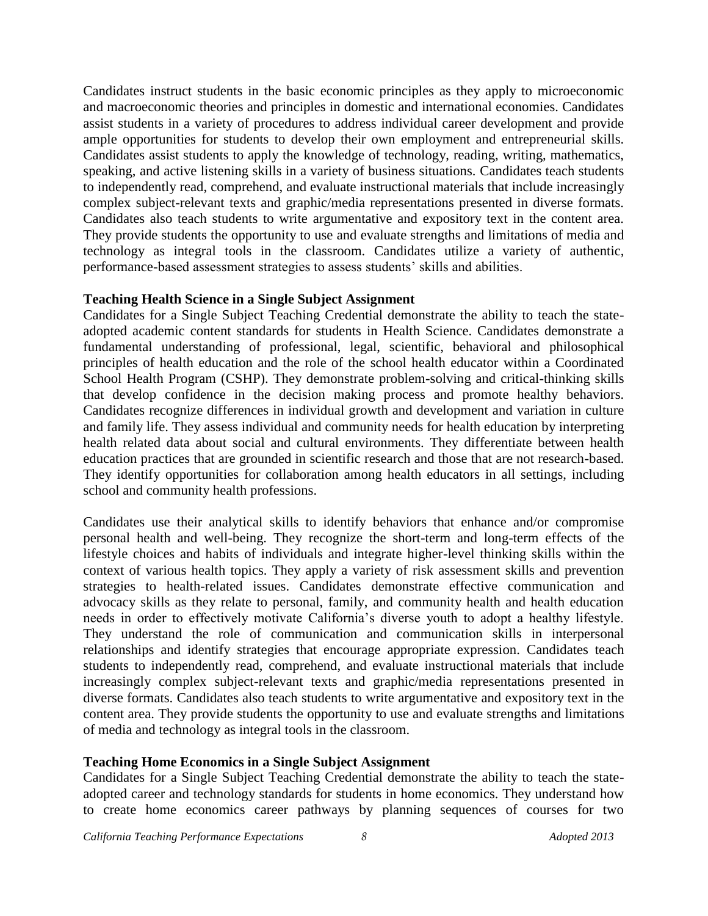Candidates instruct students in the basic economic principles as they apply to microeconomic and macroeconomic theories and principles in domestic and international economies. Candidates assist students in a variety of procedures to address individual career development and provide ample opportunities for students to develop their own employment and entrepreneurial skills. Candidates assist students to apply the knowledge of technology, reading, writing, mathematics, speaking, and active listening skills in a variety of business situations. Candidates teach students to independently read, comprehend, and evaluate instructional materials that include increasingly complex subject-relevant texts and graphic/media representations presented in diverse formats. Candidates also teach students to write argumentative and expository text in the content area. They provide students the opportunity to use and evaluate strengths and limitations of media and technology as integral tools in the classroom. Candidates utilize a variety of authentic, performance-based assessment strategies to assess students' skills and abilities.

**Teaching Health Science in a Single Subject Assignment**

Candidates for a Single Subject Teaching Credential demonstrate the ability to teach the state-adopted academic content standards for students in Health Science. Candidates demonstrate a fundamental understanding of professional, legal, scientific, behavioral and philosophical principles of health education and the role of the school health educator within a Coordinated School Health Program (CSHP). They demonstrate problem-solving and critical-thinking skills that develop confidence in the decision making process and promote healthy behaviors. Candidates recognize differences in individual growth and development and variation in culture and family life. They assess individual and community needs for health education by interpreting health related data about social and cultural environments. They differentiate between health education practices that are grounded in scientific research and those that are not research-based. They identify opportunities for collaboration among health educators in all settings, including school and community health professions.

Candidates use their analytical skills to identify behaviors that enhance and/or compromise personal health and well-being. They recognize the short-term and long-term effects of the lifestyle choices and habits of individuals and integrate higher-level thinking skills within the context of various health topics. They apply a variety of risk assessment skills and prevention strategies to health-related issues. Candidates demonstrate effective communication and advocacy skills as they relate to personal, family, and community health and health education needs in order to effectively motivate California's diverse youth to adopt a healthy lifestyle. They understand the role of communication and communication skills in interpersonal relationships and identify strategies that encourage appropriate expression. Candidates teach students to independently read, comprehend, and evaluate instructional materials that include increasingly complex subject-relevant texts and graphic/media representations presented in diverse formats. Candidates also teach students to write argumentative and expository text in the content area. They provide students the opportunity to use and evaluate strengths and limitations of media and technology as integral tools in the classroom.

**Teaching Home Economics in a Single Subject Assignment**

Candidates for a Single Subject Teaching Credential demonstrate the ability to teach the state-adopted career and technology standards for students in home economics. They understand how to create home economics career pathways by planning sequences of courses for two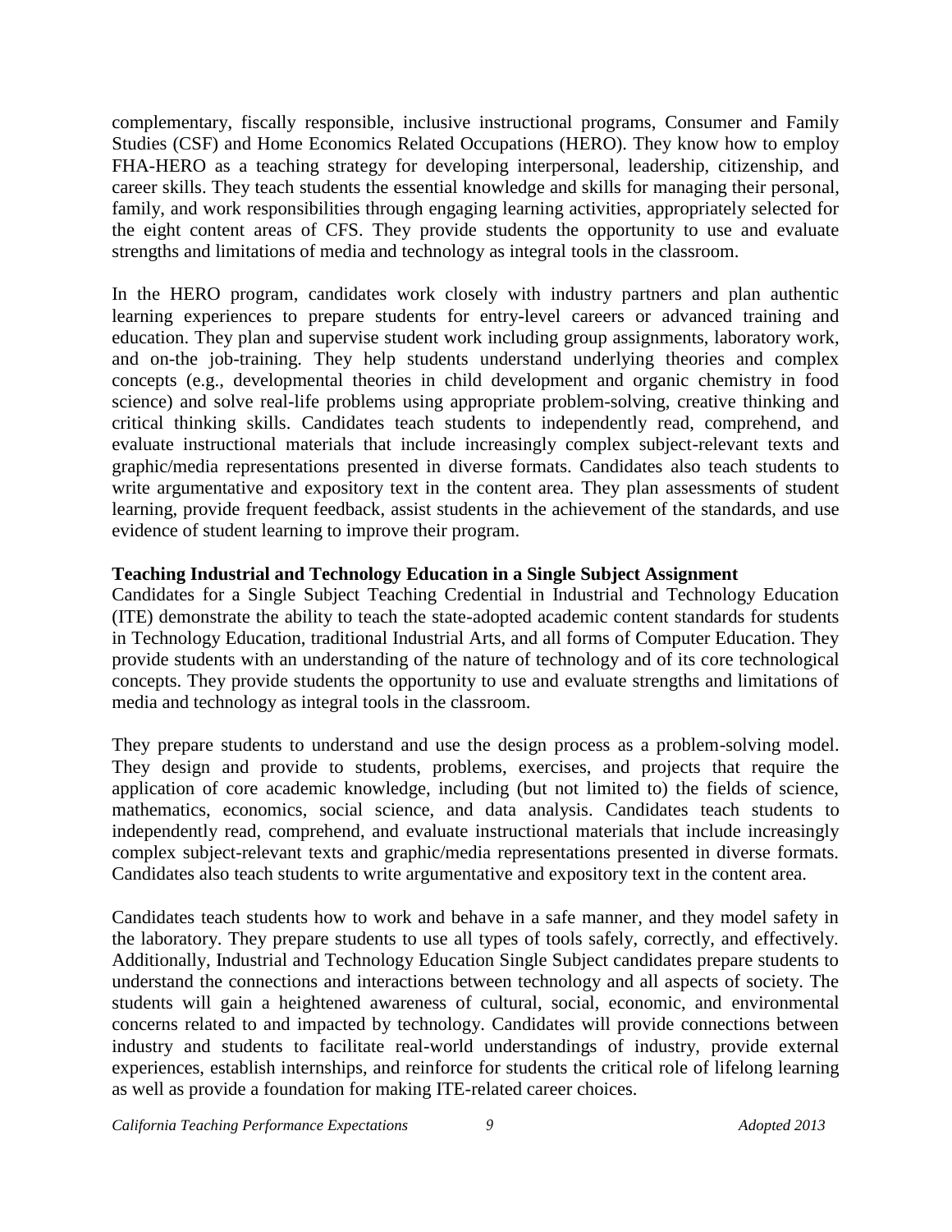complementary, fiscally responsible, inclusive instructional programs, Consumer and Family Studies (CSF) and Home Economics Related Occupations (HERO). They know how to employ FHA-HERO as a teaching strategy for developing interpersonal, leadership, citizenship, and career skills. They teach students the essential knowledge and skills for managing their personal, family, and work responsibilities through engaging learning activities, appropriately selected for the eight content areas of CFS. They provide students the opportunity to use and evaluate strengths and limitations of media and technology as integral tools in the classroom.

In the HERO program, candidates work closely with industry partners and plan authentic learning experiences to prepare students for entry-level careers or advanced training and education. They plan and supervise student work including group assignments, laboratory work, and on-the job-training. They help students understand underlying theories and complex concepts (e.g., developmental theories in child development and organic chemistry in food science) and solve real-life problems using appropriate problem-solving, creative thinking and critical thinking skills. Candidates teach students to independently read, comprehend, and evaluate instructional materials that include increasingly complex subject-relevant texts and graphic/media representations presented in diverse formats. Candidates also teach students to write argumentative and expository text in the content area. They plan assessments of student learning, provide frequent feedback, assist students in the achievement of the standards, and use evidence of student learning to improve their program.

**Teaching Industrial and Technology Education in a Single Subject Assignment**

Candidates for a Single Subject Teaching Credential in Industrial and Technology Education (ITE) demonstrate the ability to teach the state-adopted academic content standards for students in Technology Education, traditional Industrial Arts, and all forms of Computer Education. They provide students with an understanding of the nature of technology and of its core technological concepts. They provide students the opportunity to use and evaluate strengths and limitations of media and technology as integral tools in the classroom.

They prepare students to understand and use the design process as a problem-solving model. They design and provide to students, problems, exercises, and projects that require the application of core academic knowledge, including (but not limited to) the fields of science, mathematics, economics, social science, and data analysis. Candidates teach students to independently read, comprehend, and evaluate instructional materials that include increasingly complex subject-relevant texts and graphic/media representations presented in diverse formats. Candidates also teach students to write argumentative and expository text in the content area.

Candidates teach students how to work and behave in a safe manner, and they model safety in the laboratory. They prepare students to use all types of tools safely, correctly, and effectively. Additionally, Industrial and Technology Education Single Subject candidates prepare students to understand the connections and interactions between technology and all aspects of society. The students will gain a heightened awareness of cultural, social, economic, and environmental concerns related to and impacted by technology. Candidates will provide connections between industry and students to facilitate real-world understandings of industry, provide external experiences, establish internships, and reinforce for students the critical role of lifelong learning as well as provide a foundation for making ITE-related career choices.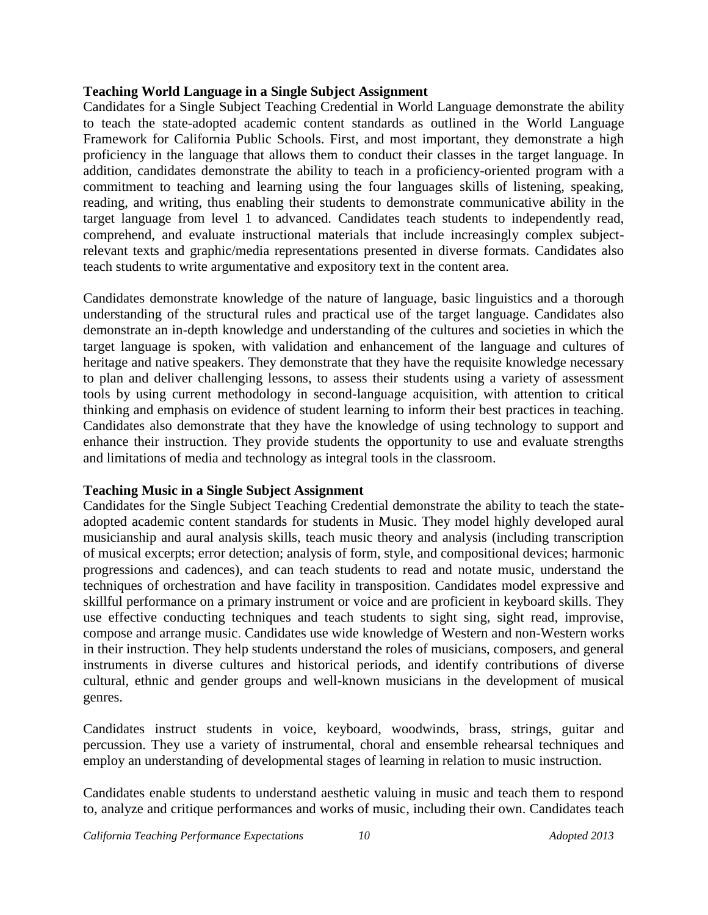**Teaching World Language in a Single Subject Assignment**

Candidates for a Single Subject Teaching Credential in World Language demonstrate the ability to teach the state-adopted academic content standards as outlined in the World Language Framework for California Public Schools. First, and most important, they demonstrate a high proficiency in the language that allows them to conduct their classes in the target language. In addition, candidates demonstrate the ability to teach in a proficiency-oriented program with a commitment to teaching and learning using the four languages skills of listening, speaking, reading, and writing, thus enabling their students to demonstrate communicative ability in the target language from level 1 to advanced. Candidates teach students to independently read, comprehend, and evaluate instructional materials that include increasingly complex subject-relevant texts and graphic/media representations presented in diverse formats. Candidates also teach students to write argumentative and expository text in the content area.

Candidates demonstrate knowledge of the nature of language, basic linguistics and a thorough understanding of the structural rules and practical use of the target language. Candidates also demonstrate an in-depth knowledge and understanding of the cultures and societies in which the target language is spoken, with validation and enhancement of the language and cultures of heritage and native speakers. They demonstrate that they have the requisite knowledge necessary to plan and deliver challenging lessons, to assess their students using a variety of assessment tools by using current methodology in second-language acquisition, with attention to critical thinking and emphasis on evidence of student learning to inform their best practices in teaching. Candidates also demonstrate that they have the knowledge of using technology to support and enhance their instruction. They provide students the opportunity to use and evaluate strengths and limitations of media and technology as integral tools in the classroom.

**Teaching Music in a Single Subject Assignment**

Candidates for the Single Subject Teaching Credential demonstrate the ability to teach the state-adopted academic content standards for students in Music. They model highly developed aural musicianship and aural analysis skills, teach music theory and analysis (including transcription of musical excerpts; error detection; analysis of form, style, and compositional devices; harmonic progressions and cadences), and can teach students to read and notate music, understand the techniques of orchestration and have facility in transposition. Candidates model expressive and skillful performance on a primary instrument or voice and are proficient in keyboard skills. They use effective conducting techniques and teach students to sight sing, sight read, improvise, compose and arrange music. Candidates use wide knowledge of Western and non-Western works in their instruction. They help students understand the roles of musicians, composers, and general instruments in diverse cultures and historical periods, and identify contributions of diverse cultural, ethnic and gender groups and well-known musicians in the development of musical genres.

Candidates instruct students in voice, keyboard, woodwinds, brass, strings, guitar and percussion. They use a variety of instrumental, choral and ensemble rehearsal techniques and employ an understanding of developmental stages of learning in relation to music instruction.

Candidates enable students to understand aesthetic valuing in music and teach them to respond to, analyze and critique performances and works of music, including their own. Candidates teach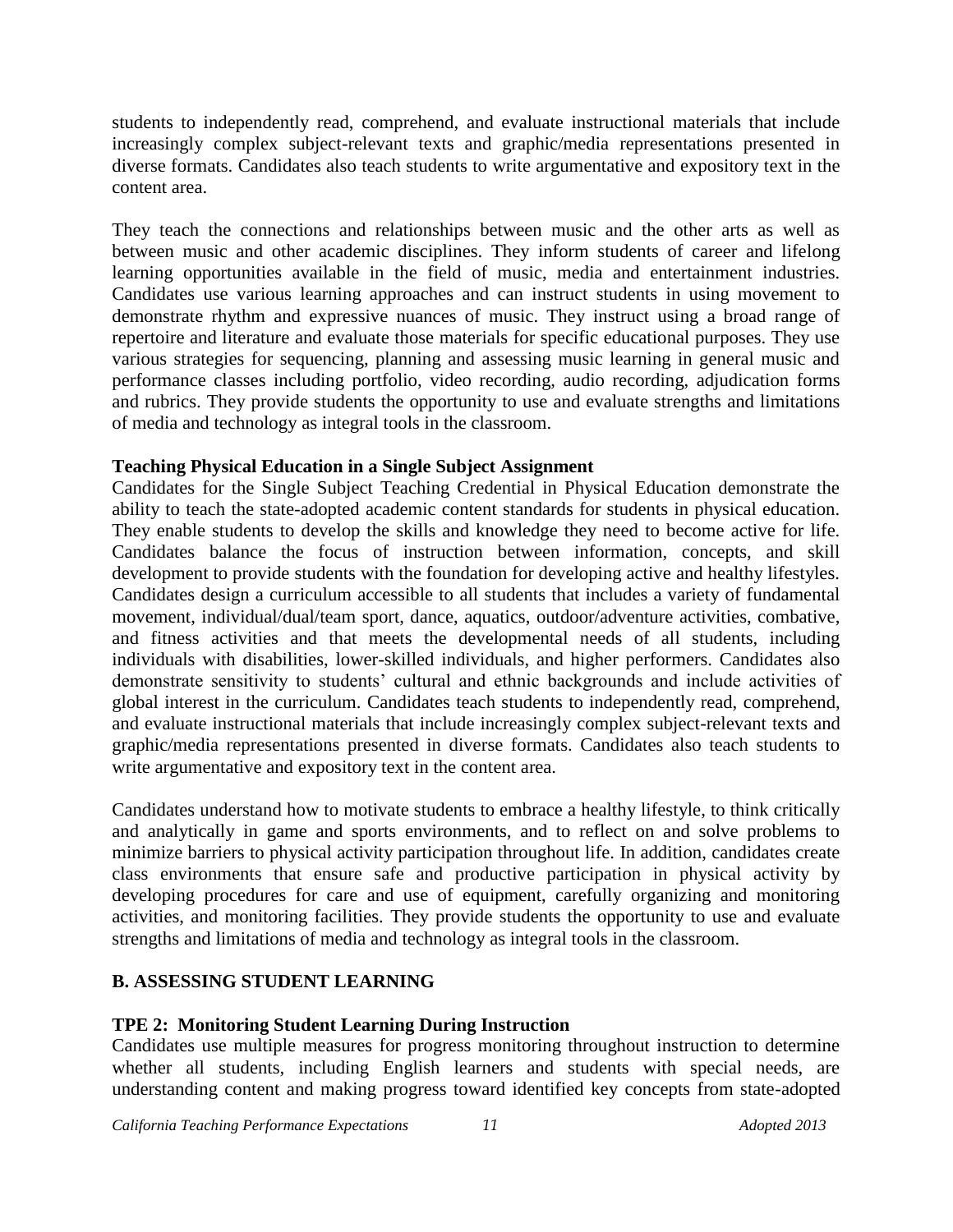students to independently read, comprehend, and evaluate instructional materials that include increasingly complex subject-relevant texts and graphic/media representations presented in diverse formats. Candidates also teach students to write argumentative and expository text in the content area.

They teach the connections and relationships between music and the other arts as well as between music and other academic disciplines. They inform students of career and lifelong learning opportunities available in the field of music, media and entertainment industries. Candidates use various learning approaches and can instruct students in using movement to demonstrate rhythm and expressive nuances of music. They instruct using a broad range of repertoire and literature and evaluate those materials for specific educational purposes. They use various strategies for sequencing, planning and assessing music learning in general music and performance classes including portfolio, video recording, audio recording, adjudication forms and rubrics. They provide students the opportunity to use and evaluate strengths and limitations of media and technology as integral tools in the classroom.

**Teaching Physical Education in a Single Subject Assignment**

Candidates for the Single Subject Teaching Credential in Physical Education demonstrate the ability to teach the state-adopted academic content standards for students in physical education. They enable students to develop the skills and knowledge they need to become active for life. Candidates balance the focus of instruction between information, concepts, and skill development to provide students with the foundation for developing active and healthy lifestyles. Candidates design a curriculum accessible to all students that includes a variety of fundamental movement, individual/dual/team sport, dance, aquatics, outdoor/adventure activities, combative, and fitness activities and that meets the developmental needs of all students, including individuals with disabilities, lower-skilled individuals, and higher performers. Candidates also demonstrate sensitivity to students' cultural and ethnic backgrounds and include activities of global interest in the curriculum. Candidates teach students to independently read, comprehend, and evaluate instructional materials that include increasingly complex subject-relevant texts and graphic/media representations presented in diverse formats. Candidates also teach students to write argumentative and expository text in the content area.

Candidates understand how to motivate students to embrace a healthy lifestyle, to think critically and analytically in game and sports environments, and to reflect on and solve problems to minimize barriers to physical activity participation throughout life. In addition, candidates create class environments that ensure safe and productive participation in physical activity by developing procedures for care and use of equipment, carefully organizing and monitoring activities, and monitoring facilities. They provide students the opportunity to use and evaluate strengths and limitations of media and technology as integral tools in the classroom.

## B. ASSESSING STUDENT LEARNING

### TPE 2: Monitoring Student Learning During Instruction

Candidates use multiple measures for progress monitoring throughout instruction to determine whether all students, including English learners and students with special needs, are understanding content and making progress toward identified key concepts from state-adopted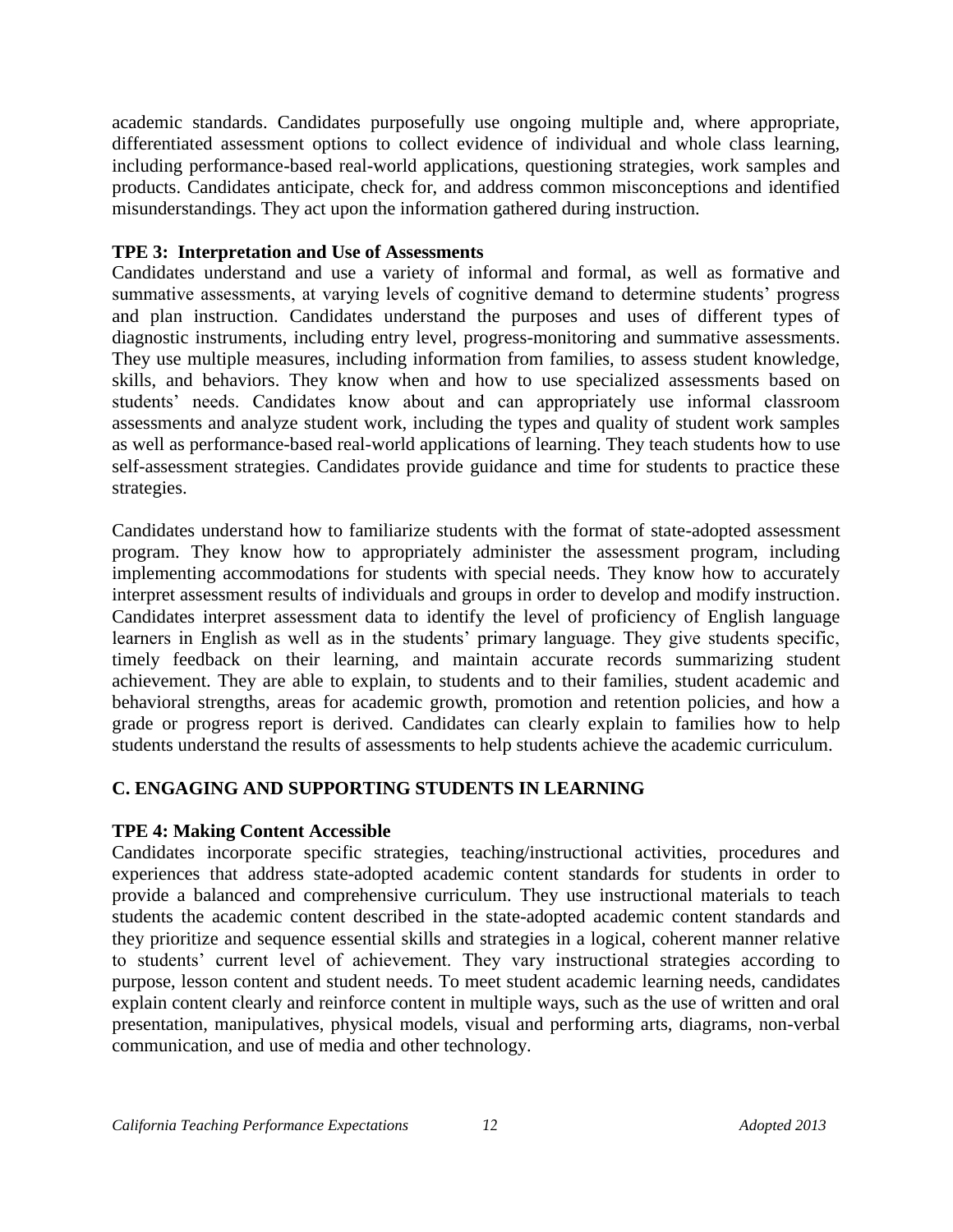academic standards. Candidates purposefully use ongoing multiple and, where appropriate, differentiated assessment options to collect evidence of individual and whole class learning, including performance-based real-world applications, questioning strategies, work samples and products. Candidates anticipate, check for, and address common misconceptions and identified misunderstandings. They act upon the information gathered during instruction.

**TPE 3: Interpretation and Use of Assessments**

Candidates understand and use a variety of informal and formal, as well as formative and summative assessments, at varying levels of cognitive demand to determine students' progress and plan instruction. Candidates understand the purposes and uses of different types of diagnostic instruments, including entry level, progress-monitoring and summative assessments. They use multiple measures, including information from families, to assess student knowledge, skills, and behaviors. They know when and how to use specialized assessments based on students' needs. Candidates know about and can appropriately use informal classroom assessments and analyze student work, including the types and quality of student work samples as well as performance-based real-world applications of learning. They teach students how to use self-assessment strategies. Candidates provide guidance and time for students to practice these strategies.

Candidates understand how to familiarize students with the format of state-adopted assessment program. They know how to appropriately administer the assessment program, including implementing accommodations for students with special needs. They know how to accurately interpret assessment results of individuals and groups in order to develop and modify instruction. Candidates interpret assessment data to identify the level of proficiency of English language learners in English as well as in the students' primary language. They give students specific, timely feedback on their learning, and maintain accurate records summarizing student achievement. They are able to explain, to students and to their families, student academic and behavioral strengths, areas for academic growth, promotion and retention policies, and how a grade or progress report is derived. Candidates can clearly explain to families how to help students understand the results of assessments to help students achieve the academic curriculum.

## C. ENGAGING AND SUPPORTING STUDENTS IN LEARNING

**TPE 4: Making Content Accessible**

Candidates incorporate specific strategies, teaching/instructional activities, procedures and experiences that address state-adopted academic content standards for students in order to provide a balanced and comprehensive curriculum. They use instructional materials to teach students the academic content described in the state-adopted academic content standards and they prioritize and sequence essential skills and strategies in a logical, coherent manner relative to students' current level of achievement. They vary instructional strategies according to purpose, lesson content and student needs. To meet student academic learning needs, candidates explain content clearly and reinforce content in multiple ways, such as the use of written and oral presentation, manipulatives, physical models, visual and performing arts, diagrams, non-verbal communication, and use of media and other technology.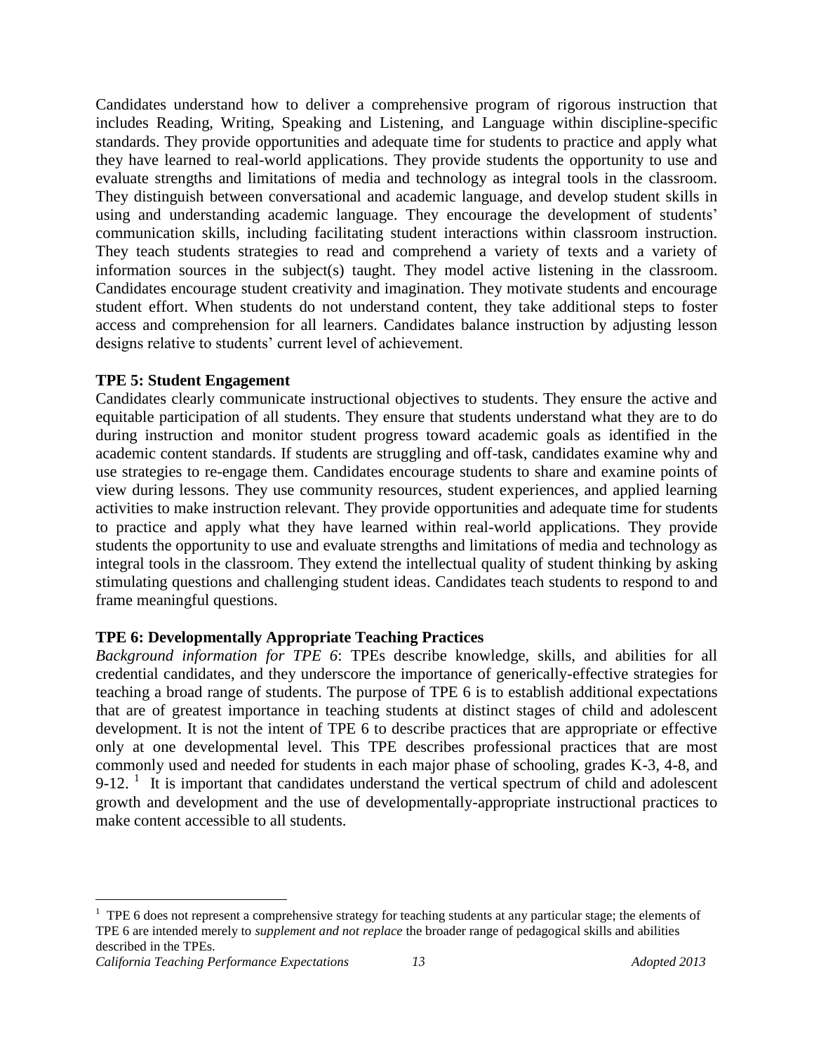Candidates understand how to deliver a comprehensive program of rigorous instruction that includes Reading, Writing, Speaking and Listening, and Language within discipline-specific standards. They provide opportunities and adequate time for students to practice and apply what they have learned to real-world applications. They provide students the opportunity to use and evaluate strengths and limitations of media and technology as integral tools in the classroom. They distinguish between conversational and academic language, and develop student skills in using and understanding academic language. They encourage the development of students' communication skills, including facilitating student interactions within classroom instruction. They teach students strategies to read and comprehend a variety of texts and a variety of information sources in the subject(s) taught. They model active listening in the classroom. Candidates encourage student creativity and imagination. They motivate students and encourage student effort. When students do not understand content, they take additional steps to foster access and comprehension for all learners. Candidates balance instruction by adjusting lesson designs relative to students' current level of achievement.

**TPE 5: Student Engagement**

Candidates clearly communicate instructional objectives to students. They ensure the active and equitable participation of all students. They ensure that students understand what they are to do during instruction and monitor student progress toward academic goals as identified in the academic content standards. If students are struggling and off-task, candidates examine why and use strategies to re-engage them. Candidates encourage students to share and examine points of view during lessons. They use community resources, student experiences, and applied learning activities to make instruction relevant. They provide opportunities and adequate time for students to practice and apply what they have learned within real-world applications. They provide students the opportunity to use and evaluate strengths and limitations of media and technology as integral tools in the classroom. They extend the intellectual quality of student thinking by asking stimulating questions and challenging student ideas. Candidates teach students to respond to and frame meaningful questions.

**TPE 6: Developmentally Appropriate Teaching Practices**

*Background information for TPE 6*: TPEs describe knowledge, skills, and abilities for all credential candidates, and they underscore the importance of generically-effective strategies for teaching a broad range of students. The purpose of TPE 6 is to establish additional expectations that are of greatest importance in teaching students at distinct stages of child and adolescent development. It is not the intent of TPE 6 to describe practices that are appropriate or effective only at one developmental level. This TPE describes professional practices that are most commonly used and needed for students in each major phase of schooling, grades K-3, 4-8, and 9-12. [1] It is important that candidates understand the vertical spectrum of child and adolescent growth and development and the use of developmentally-appropriate instructional practices to make content accessible to all students.

[1] TPE 6 does not represent a comprehensive strategy for teaching students at any particular stage; the elements of TPE 6 are intended merely to *supplement and not replace* the broader range of pedagogical skills and abilities described in the TPEs.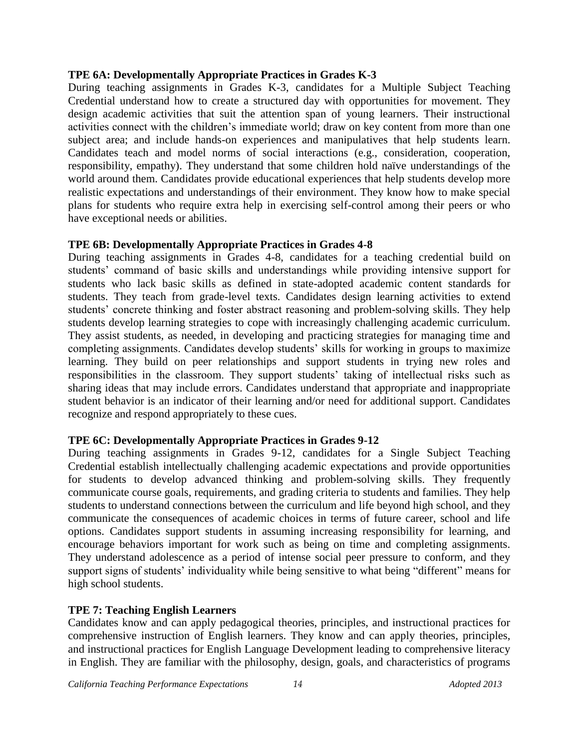**TPE 6A: Developmentally Appropriate Practices in Grades K-3**

During teaching assignments in Grades K-3, candidates for a Multiple Subject Teaching Credential understand how to create a structured day with opportunities for movement. They design academic activities that suit the attention span of young learners. Their instructional activities connect with the children's immediate world; draw on key content from more than one subject area; and include hands-on experiences and manipulatives that help students learn. Candidates teach and model norms of social interactions (e.g., consideration, cooperation, responsibility, empathy). They understand that some children hold naïve understandings of the world around them. Candidates provide educational experiences that help students develop more realistic expectations and understandings of their environment. They know how to make special plans for students who require extra help in exercising self-control among their peers or who have exceptional needs or abilities.

**TPE 6B: Developmentally Appropriate Practices in Grades 4-8**

During teaching assignments in Grades 4-8, candidates for a teaching credential build on students' command of basic skills and understandings while providing intensive support for students who lack basic skills as defined in state-adopted academic content standards for students. They teach from grade-level texts. Candidates design learning activities to extend students' concrete thinking and foster abstract reasoning and problem-solving skills. They help students develop learning strategies to cope with increasingly challenging academic curriculum. They assist students, as needed, in developing and practicing strategies for managing time and completing assignments. Candidates develop students' skills for working in groups to maximize learning. They build on peer relationships and support students in trying new roles and responsibilities in the classroom. They support students' taking of intellectual risks such as sharing ideas that may include errors. Candidates understand that appropriate and inappropriate student behavior is an indicator of their learning and/or need for additional support. Candidates recognize and respond appropriately to these cues.

**TPE 6C: Developmentally Appropriate Practices in Grades 9-12**

During teaching assignments in Grades 9-12, candidates for a Single Subject Teaching Credential establish intellectually challenging academic expectations and provide opportunities for students to develop advanced thinking and problem-solving skills. They frequently communicate course goals, requirements, and grading criteria to students and families. They help students to understand connections between the curriculum and life beyond high school, and they communicate the consequences of academic choices in terms of future career, school and life options. Candidates support students in assuming increasing responsibility for learning, and encourage behaviors important for work such as being on time and completing assignments. They understand adolescence as a period of intense social peer pressure to conform, and they support signs of students' individuality while being sensitive to what being "different" means for high school students.

**TPE 7: Teaching English Learners**

Candidates know and can apply pedagogical theories, principles, and instructional practices for comprehensive instruction of English learners. They know and can apply theories, principles, and instructional practices for English Language Development leading to comprehensive literacy in English. They are familiar with the philosophy, design, goals, and characteristics of programs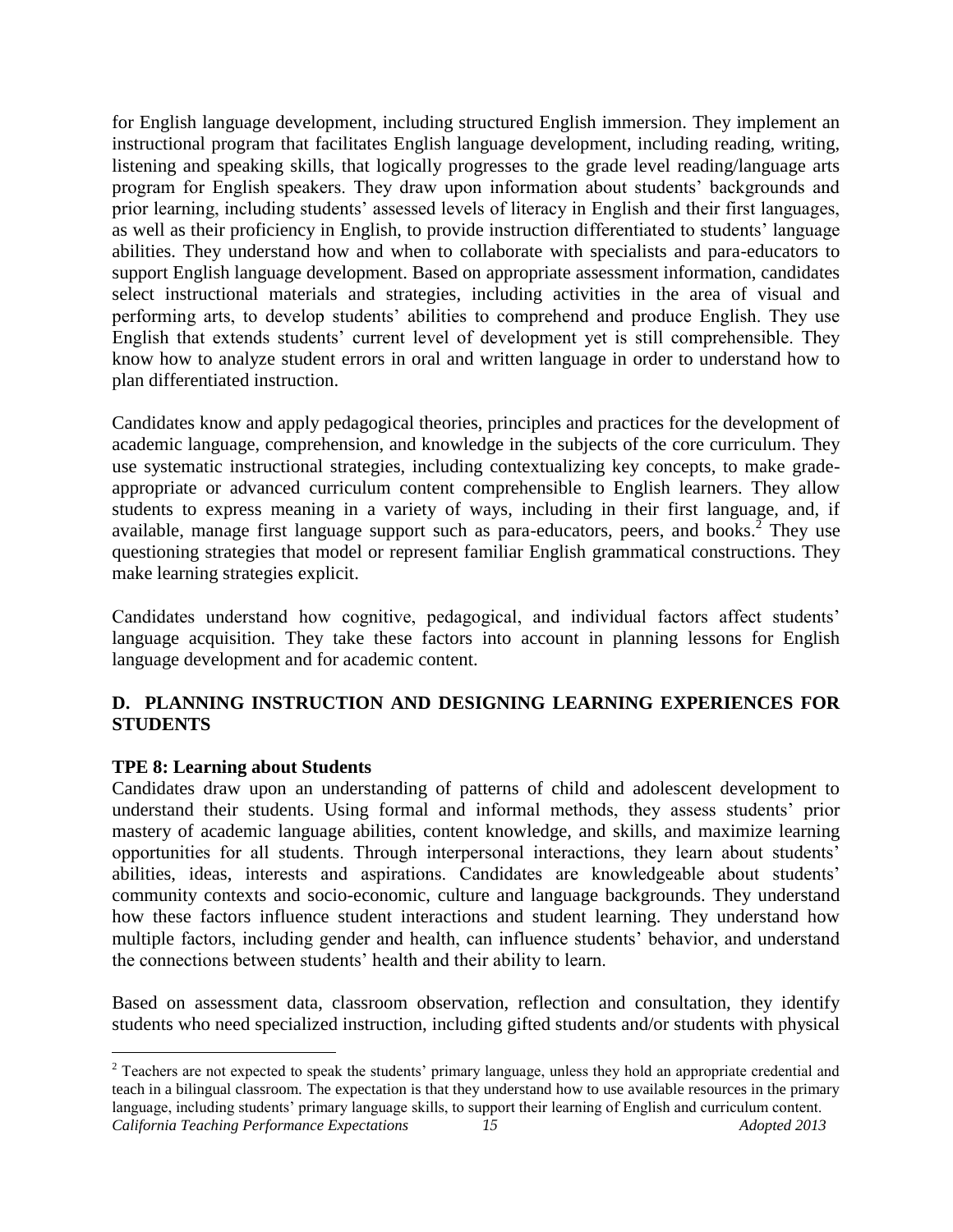for English language development, including structured English immersion. They implement an instructional program that facilitates English language development, including reading, writing, listening and speaking skills, that logically progresses to the grade level reading/language arts program for English speakers. They draw upon information about students' backgrounds and prior learning, including students' assessed levels of literacy in English and their first languages, as well as their proficiency in English, to provide instruction differentiated to students' language abilities. They understand how and when to collaborate with specialists and para-educators to support English language development. Based on appropriate assessment information, candidates select instructional materials and strategies, including activities in the area of visual and performing arts, to develop students' abilities to comprehend and produce English. They use English that extends students' current level of development yet is still comprehensible. They know how to analyze student errors in oral and written language in order to understand how to plan differentiated instruction.

Candidates know and apply pedagogical theories, principles and practices for the development of academic language, comprehension, and knowledge in the subjects of the core curriculum. They use systematic instructional strategies, including contextualizing key concepts, to make grade-appropriate or advanced curriculum content comprehensible to English learners. They allow students to express meaning in a variety of ways, including in their first language, and, if available, manage first language support such as para-educators, peers, and books.[2] They use questioning strategies that model or represent familiar English grammatical constructions. They make learning strategies explicit.

Candidates understand how cognitive, pedagogical, and individual factors affect students' language acquisition. They take these factors into account in planning lessons for English language development and for academic content.

## D. PLANNING INSTRUCTION AND DESIGNING LEARNING EXPERIENCES FOR STUDENTS

### TPE 8: Learning about Students

Candidates draw upon an understanding of patterns of child and adolescent development to understand their students. Using formal and informal methods, they assess students' prior mastery of academic language abilities, content knowledge, and skills, and maximize learning opportunities for all students. Through interpersonal interactions, they learn about students' abilities, ideas, interests and aspirations. Candidates are knowledgeable about students' community contexts and socio-economic, culture and language backgrounds. They understand how these factors influence student interactions and student learning. They understand how multiple factors, including gender and health, can influence students' behavior, and understand the connections between students' health and their ability to learn.

Based on assessment data, classroom observation, reflection and consultation, they identify students who need specialized instruction, including gifted students and/or students with physical

---

[2] Teachers are not expected to speak the students' primary language, unless they hold an appropriate credential and teach in a bilingual classroom. The expectation is that they understand how to use available resources in the primary language, including students' primary language skills, to support their learning of English and curriculum content.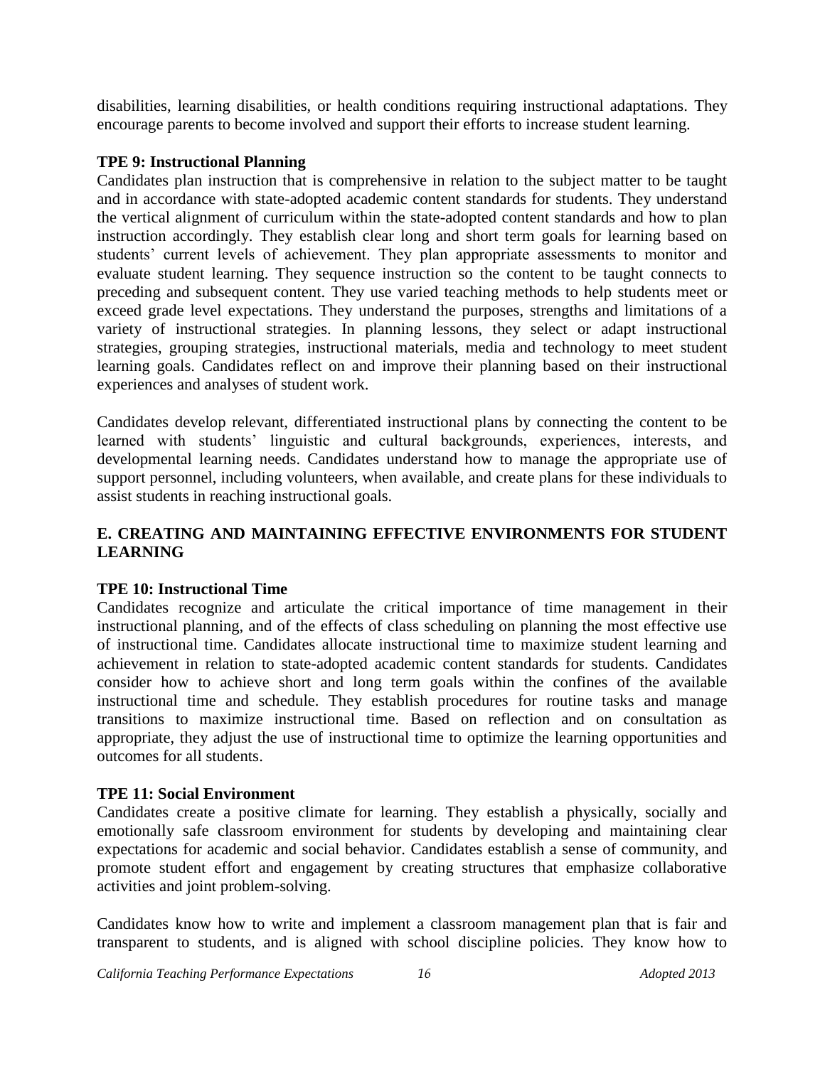disabilities, learning disabilities, or health conditions requiring instructional adaptations. They encourage parents to become involved and support their efforts to increase student learning.

**TPE 9: Instructional Planning**

Candidates plan instruction that is comprehensive in relation to the subject matter to be taught and in accordance with state-adopted academic content standards for students. They understand the vertical alignment of curriculum within the state-adopted content standards and how to plan instruction accordingly. They establish clear long and short term goals for learning based on students' current levels of achievement. They plan appropriate assessments to monitor and evaluate student learning. They sequence instruction so the content to be taught connects to preceding and subsequent content. They use varied teaching methods to help students meet or exceed grade level expectations. They understand the purposes, strengths and limitations of a variety of instructional strategies. In planning lessons, they select or adapt instructional strategies, grouping strategies, instructional materials, media and technology to meet student learning goals. Candidates reflect on and improve their planning based on their instructional experiences and analyses of student work.

Candidates develop relevant, differentiated instructional plans by connecting the content to be learned with students' linguistic and cultural backgrounds, experiences, interests, and developmental learning needs. Candidates understand how to manage the appropriate use of support personnel, including volunteers, when available, and create plans for these individuals to assist students in reaching instructional goals.

## E. CREATING AND MAINTAINING EFFECTIVE ENVIRONMENTS FOR STUDENT LEARNING

**TPE 10: Instructional Time**

Candidates recognize and articulate the critical importance of time management in their instructional planning, and of the effects of class scheduling on planning the most effective use of instructional time. Candidates allocate instructional time to maximize student learning and achievement in relation to state-adopted academic content standards for students. Candidates consider how to achieve short and long term goals within the confines of the available instructional time and schedule. They establish procedures for routine tasks and manage transitions to maximize instructional time. Based on reflection and on consultation as appropriate, they adjust the use of instructional time to optimize the learning opportunities and outcomes for all students.

**TPE 11: Social Environment**

Candidates create a positive climate for learning. They establish a physically, socially and emotionally safe classroom environment for students by developing and maintaining clear expectations for academic and social behavior. Candidates establish a sense of community, and promote student effort and engagement by creating structures that emphasize collaborative activities and joint problem-solving.

Candidates know how to write and implement a classroom management plan that is fair and transparent to students, and is aligned with school discipline policies. They know how to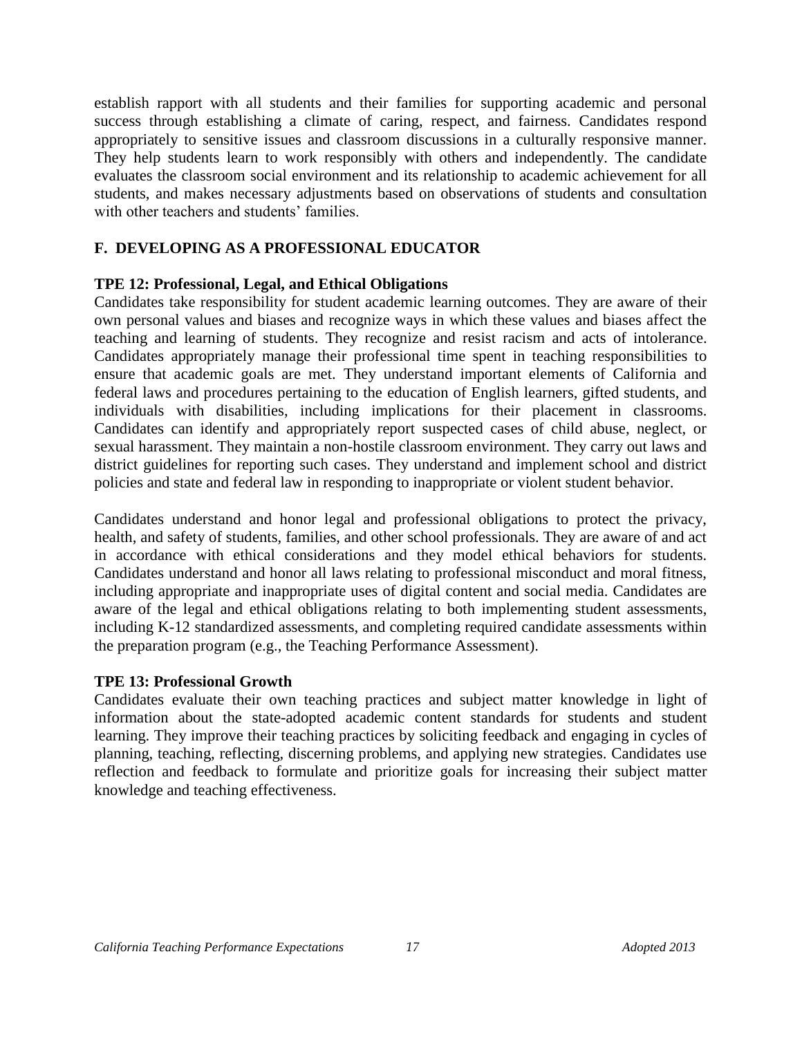establish rapport with all students and their families for supporting academic and personal success through establishing a climate of caring, respect, and fairness. Candidates respond appropriately to sensitive issues and classroom discussions in a culturally responsive manner. They help students learn to work responsibly with others and independently. The candidate evaluates the classroom social environment and its relationship to academic achievement for all students, and makes necessary adjustments based on observations of students and consultation with other teachers and students' families.

## F. DEVELOPING AS A PROFESSIONAL EDUCATOR

### TPE 12: Professional, Legal, and Ethical Obligations

Candidates take responsibility for student academic learning outcomes. They are aware of their own personal values and biases and recognize ways in which these values and biases affect the teaching and learning of students. They recognize and resist racism and acts of intolerance. Candidates appropriately manage their professional time spent in teaching responsibilities to ensure that academic goals are met. They understand important elements of California and federal laws and procedures pertaining to the education of English learners, gifted students, and individuals with disabilities, including implications for their placement in classrooms. Candidates can identify and appropriately report suspected cases of child abuse, neglect, or sexual harassment. They maintain a non-hostile classroom environment. They carry out laws and district guidelines for reporting such cases. They understand and implement school and district policies and state and federal law in responding to inappropriate or violent student behavior.

Candidates understand and honor legal and professional obligations to protect the privacy, health, and safety of students, families, and other school professionals. They are aware of and act in accordance with ethical considerations and they model ethical behaviors for students. Candidates understand and honor all laws relating to professional misconduct and moral fitness, including appropriate and inappropriate uses of digital content and social media. Candidates are aware of the legal and ethical obligations relating to both implementing student assessments, including K-12 standardized assessments, and completing required candidate assessments within the preparation program (e.g., the Teaching Performance Assessment).

### TPE 13: Professional Growth

Candidates evaluate their own teaching practices and subject matter knowledge in light of information about the state-adopted academic content standards for students and student learning. They improve their teaching practices by soliciting feedback and engaging in cycles of planning, teaching, reflecting, discerning problems, and applying new strategies. Candidates use reflection and feedback to formulate and prioritize goals for increasing their subject matter knowledge and teaching effectiveness.